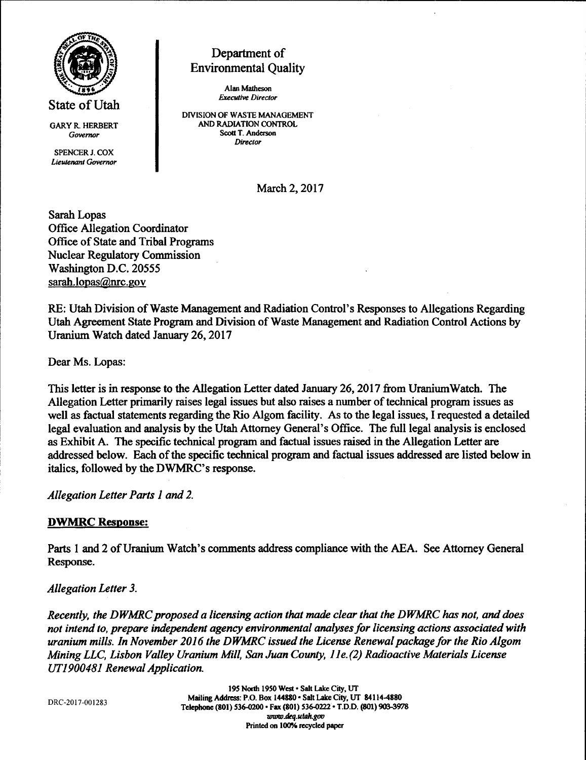State of Utah

GARY R. HERBERT
*Governor*

SPENCER J. COX
*Lieutenant Governor*

Department of
Environmental Quality

Alan Matheson
*Executive Director*

DIVISION OF WASTE MANAGEMENT
AND RADIATION CONTROL
Scott T. Anderson
*Director*

March 2, 2017

Sarah Lopas
Office Allegation Coordinator
Office of State and Tribal Programs
Nuclear Regulatory Commission
Washington D.C. 20555
sarah.lopas@nrc.gov

RE: Utah Division of Waste Management and Radiation Control's Responses to Allegations Regarding Utah Agreement State Program and Division of Waste Management and Radiation Control Actions by Uranium Watch dated January 26, 2017

Dear Ms. Lopas:

This letter is in response to the Allegation Letter dated January 26, 2017 from UraniumWatch. The Allegation Letter primarily raises legal issues but also raises a number of technical program issues as well as factual statements regarding the Rio Algom facility. As to the legal issues, I requested a detailed legal evaluation and analysis by the Utah Attorney General's Office. The full legal analysis is enclosed as Exhibit A. The specific technical program and factual issues raised in the Allegation Letter are addressed below. Each of the specific technical program and factual issues addressed are listed below in italics, followed by the DWMRC's response.

*Allegation Letter Parts 1 and 2.*

**DWMRC Response:**

Parts 1 and 2 of Uranium Watch's comments address compliance with the AEA. See Attorney General Response.

*Allegation Letter 3.*

*Recently, the DWMRC proposed a licensing action that made clear that the DWMRC has not, and does not intend to, prepare independent agency environmental analyses for licensing actions associated with uranium mills. In November 2016 the DWMRC issued the License Renewal package for the Rio Algom Mining LLC, Lisbon Valley Uranium Mill, San Juan County, 11e.(2) Radioactive Materials License UT1900481 Renewal Application.*

195 North 1950 West • Salt Lake City, UT
Mailing Address: P.O. Box 144880 • Salt Lake City, UT 84114-4880
Telephone (801) 536-0200 • Fax (801) 536-0222 • T.D.D. (801) 903-3978
*www.deq.utah.gov*
Printed on 100% recycled paper

DRC-2017-001283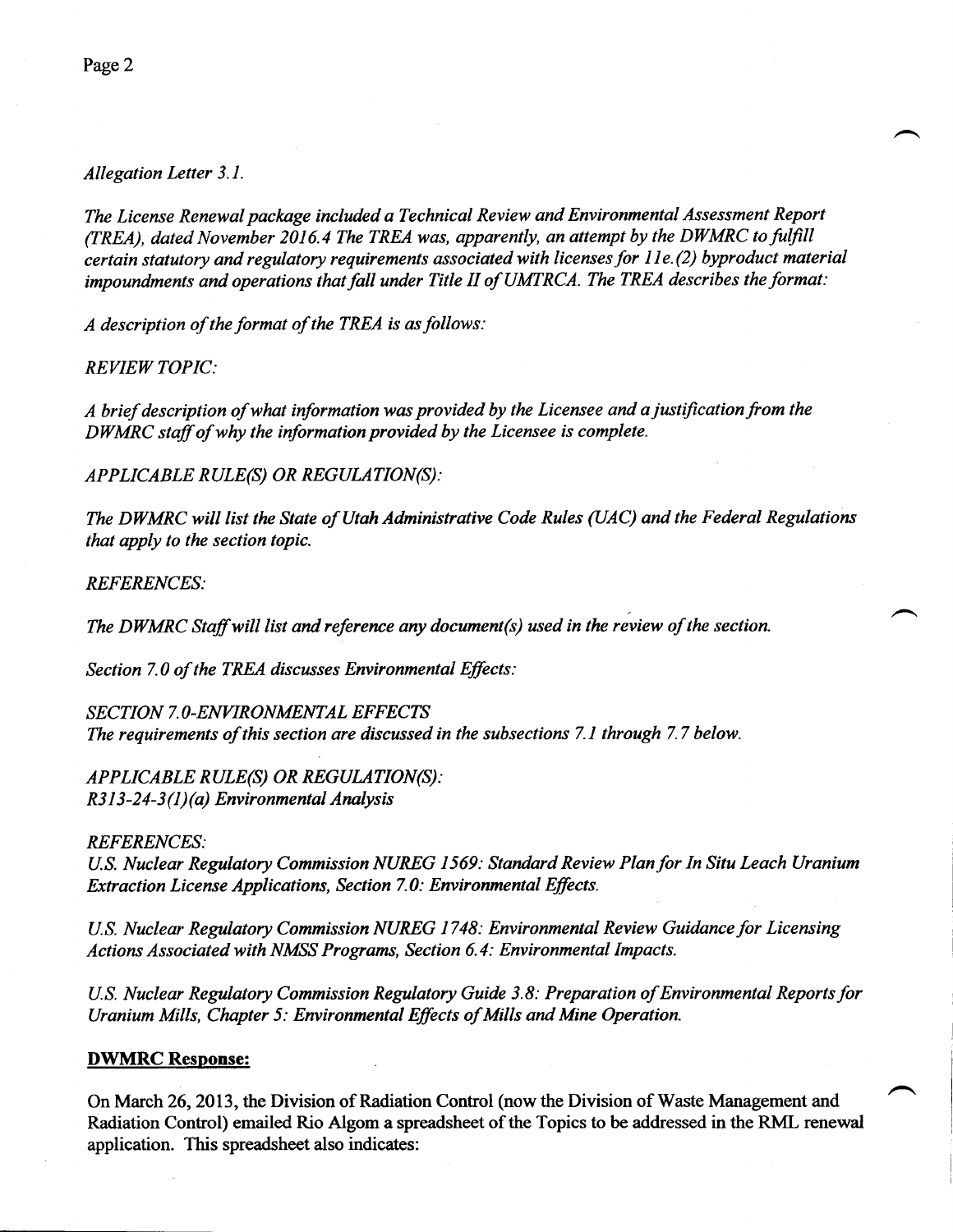*Allegation Letter 3.1.*

*The License Renewal package included a Technical Review and Environmental Assessment Report (TREA), dated November 2016.4 The TREA was, apparently, an attempt by the DWMRC to fulfill certain statutory and regulatory requirements associated with licenses for 11e.(2) byproduct material impoundments and operations that fall under Title II of UMTRCA. The TREA describes the format:*

*A description of the format of the TREA is as follows:*

*REVIEW TOPIC:*

*A brief description of what information was provided by the Licensee and a justification from the DWMRC staff of why the information provided by the Licensee is complete.*

*APPLICABLE RULE(S) OR REGULATION(S):*

*The DWMRC will list the State of Utah Administrative Code Rules (UAC) and the Federal Regulations that apply to the section topic.*

*REFERENCES:*

*The DWMRC Staff will list and reference any document(s) used in the review of the section.*

*Section 7.0 of the TREA discusses Environmental Effects:*

*SECTION 7.0-ENVIRONMENTAL EFFECTS*
*The requirements of this section are discussed in the subsections 7.1 through 7.7 below.*

*APPLICABLE RULE(S) OR REGULATION(S):*
*R313-24-3(1)(a) Environmental Analysis*

*REFERENCES:*
*U.S. Nuclear Regulatory Commission NUREG 1569: Standard Review Plan for In Situ Leach Uranium Extraction License Applications, Section 7.0: Environmental Effects.*

*U.S. Nuclear Regulatory Commission NUREG 1748: Environmental Review Guidance for Licensing Actions Associated with NMSS Programs, Section 6.4: Environmental Impacts.*

*U.S. Nuclear Regulatory Commission Regulatory Guide 3.8: Preparation of Environmental Reports for Uranium Mills, Chapter 5: Environmental Effects of Mills and Mine Operation.*

**DWMRC Response:**

On March 26, 2013, the Division of Radiation Control (now the Division of Waste Management and Radiation Control) emailed Rio Algom a spreadsheet of the Topics to be addressed in the RML renewal application. This spreadsheet also indicates: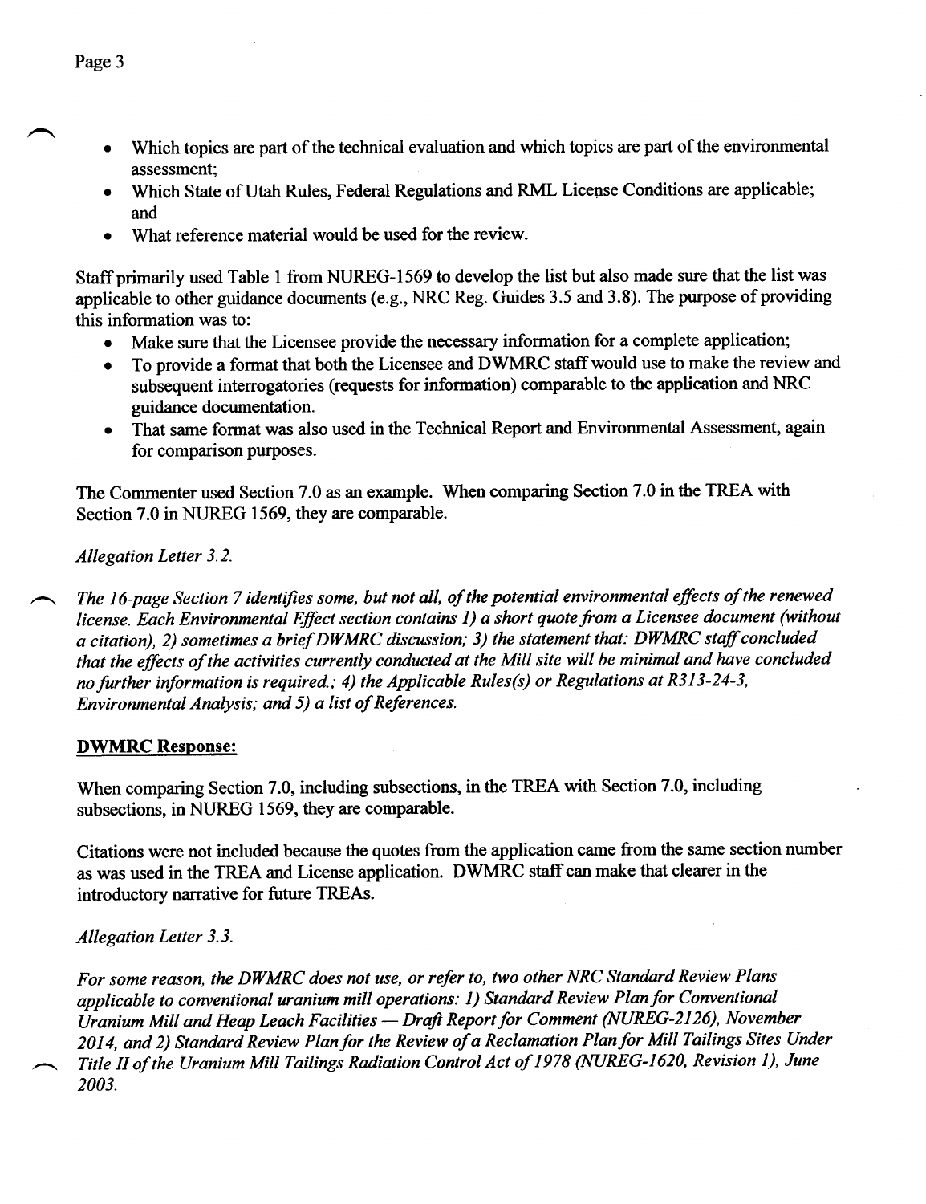- Which topics are part of the technical evaluation and which topics are part of the environmental assessment;
- Which State of Utah Rules, Federal Regulations and RML License Conditions are applicable; and
- What reference material would be used for the review.

Staff primarily used Table 1 from NUREG-1569 to develop the list but also made sure that the list was applicable to other guidance documents (e.g., NRC Reg. Guides 3.5 and 3.8). The purpose of providing this information was to:

- Make sure that the Licensee provide the necessary information for a complete application;
- To provide a format that both the Licensee and DWMRC staff would use to make the review and subsequent interrogatories (requests for information) comparable to the application and NRC guidance documentation.
- That same format was also used in the Technical Report and Environmental Assessment, again for comparison purposes.

The Commenter used Section 7.0 as an example. When comparing Section 7.0 in the TREA with Section 7.0 in NUREG 1569, they are comparable.

*Allegation Letter 3.2.*

*The 16-page Section 7 identifies some, but not all, of the potential environmental effects of the renewed license. Each Environmental Effect section contains 1) a short quote from a Licensee document (without a citation), 2) sometimes a brief DWMRC discussion; 3) the statement that: DWMRC staff concluded that the effects of the activities currently conducted at the Mill site will be minimal and have concluded no further information is required.; 4) the Applicable Rules(s) or Regulations at R313-24-3, Environmental Analysis; and 5) a list of References.*

**DWMRC Response:**

When comparing Section 7.0, including subsections, in the TREA with Section 7.0, including subsections, in NUREG 1569, they are comparable.

Citations were not included because the quotes from the application came from the same section number as was used in the TREA and License application. DWMRC staff can make that clearer in the introductory narrative for future TREAs.

*Allegation Letter 3.3.*

*For some reason, the DWMRC does not use, or refer to, two other NRC Standard Review Plans applicable to conventional uranium mill operations: 1) Standard Review Plan for Conventional Uranium Mill and Heap Leach Facilities — Draft Report for Comment (NUREG-2126), November 2014, and 2) Standard Review Plan for the Review of a Reclamation Plan for Mill Tailings Sites Under Title II of the Uranium Mill Tailings Radiation Control Act of 1978 (NUREG-1620, Revision 1), June 2003.*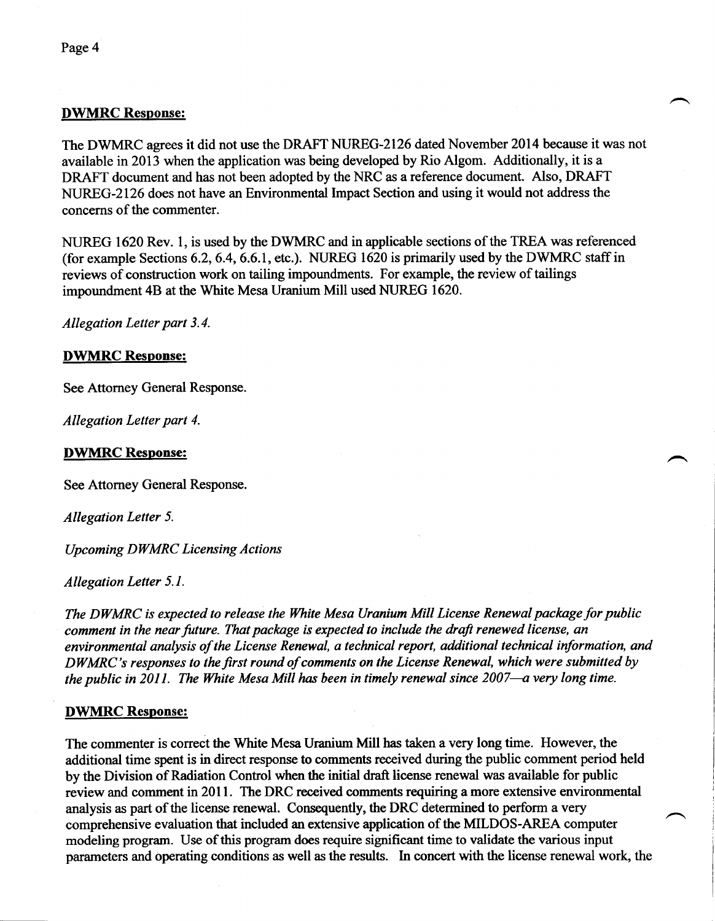**DWMRC Response:**

The DWMRC agrees it did not use the DRAFT NUREG-2126 dated November 2014 because it was not available in 2013 when the application was being developed by Rio Algom. Additionally, it is a DRAFT document and has not been adopted by the NRC as a reference document. Also, DRAFT NUREG-2126 does not have an Environmental Impact Section and using it would not address the concerns of the commenter.

NUREG 1620 Rev. 1, is used by the DWMRC and in applicable sections of the TREA was referenced (for example Sections 6.2, 6.4, 6.6.1, etc.). NUREG 1620 is primarily used by the DWMRC staff in reviews of construction work on tailing impoundments. For example, the review of tailings impoundment 4B at the White Mesa Uranium Mill used NUREG 1620.

*Allegation Letter part 3.4.*

**DWMRC Response:**

See Attorney General Response.

*Allegation Letter part 4.*

**DWMRC Response:**

See Attorney General Response.

*Allegation Letter 5.*

*Upcoming DWMRC Licensing Actions*

*Allegation Letter 5.1.*

*The DWMRC is expected to release the White Mesa Uranium Mill License Renewal package for public comment in the near future. That package is expected to include the draft renewed license, an environmental analysis of the License Renewal, a technical report, additional technical information, and DWMRC's responses to the first round of comments on the License Renewal, which were submitted by the public in 2011. The White Mesa Mill has been in timely renewal since 2007—a very long time.*

**DWMRC Response:**

The commenter is correct the White Mesa Uranium Mill has taken a very long time. However, the additional time spent is in direct response to comments received during the public comment period held by the Division of Radiation Control when the initial draft license renewal was available for public review and comment in 2011. The DRC received comments requiring a more extensive environmental analysis as part of the license renewal. Consequently, the DRC determined to perform a very comprehensive evaluation that included an extensive application of the MILDOS-AREA computer modeling program. Use of this program does require significant time to validate the various input parameters and operating conditions as well as the results. In concert with the license renewal work, the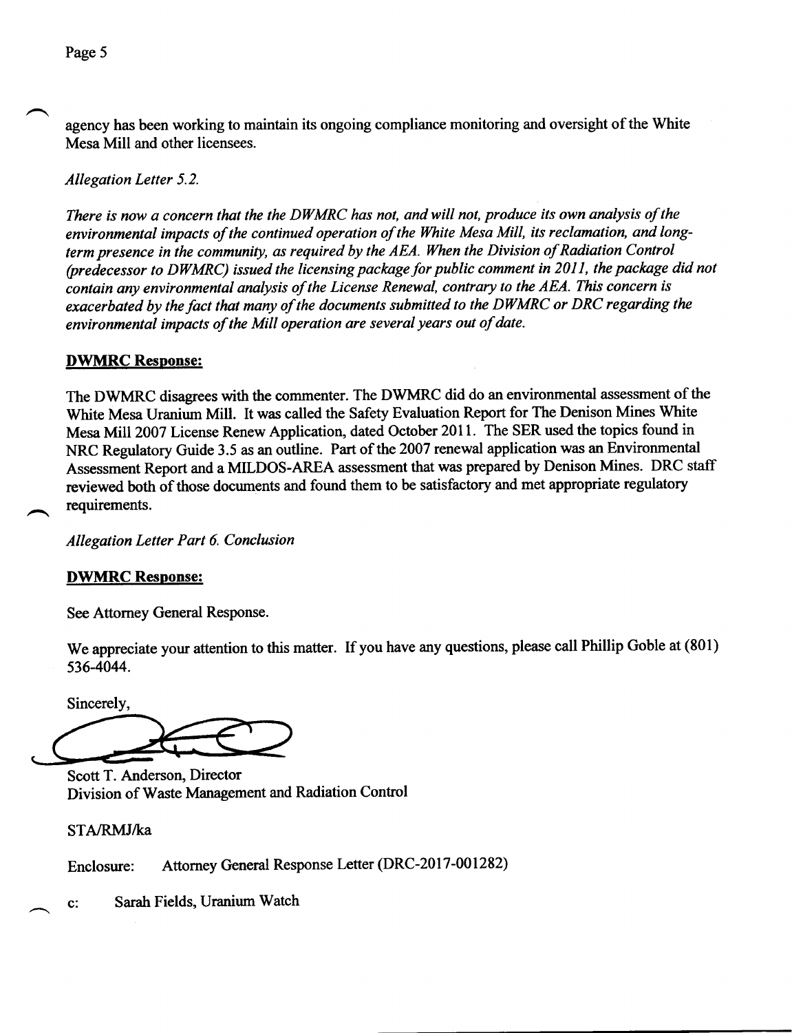agency has been working to maintain its ongoing compliance monitoring and oversight of the White Mesa Mill and other licensees.

*Allegation Letter 5.2.*

*There is now a concern that the the DWMRC has not, and will not, produce its own analysis of the environmental impacts of the continued operation of the White Mesa Mill, its reclamation, and long-term presence in the community, as required by the AEA. When the Division of Radiation Control (predecessor to DWMRC) issued the licensing package for public comment in 2011, the package did not contain any environmental analysis of the License Renewal, contrary to the AEA. This concern is exacerbated by the fact that many of the documents submitted to the DWMRC or DRC regarding the environmental impacts of the Mill operation are several years out of date.*

**DWMRC Response:**

The DWMRC disagrees with the commenter. The DWMRC did do an environmental assessment of the White Mesa Uranium Mill. It was called the Safety Evaluation Report for The Denison Mines White Mesa Mill 2007 License Renew Application, dated October 2011. The SER used the topics found in NRC Regulatory Guide 3.5 as an outline. Part of the 2007 renewal application was an Environmental Assessment Report and a MILDOS-AREA assessment that was prepared by Denison Mines. DRC staff reviewed both of those documents and found them to be satisfactory and met appropriate regulatory requirements.

*Allegation Letter Part 6. Conclusion*

**DWMRC Response:**

See Attorney General Response.

We appreciate your attention to this matter. If you have any questions, please call Phillip Goble at (801) 536-4044.

Sincerely,

Scott T. Anderson, Director
Division of Waste Management and Radiation Control

STA/RMJ/ka

Enclosure: Attorney General Response Letter (DRC-2017-001282)

c: Sarah Fields, Uranium Watch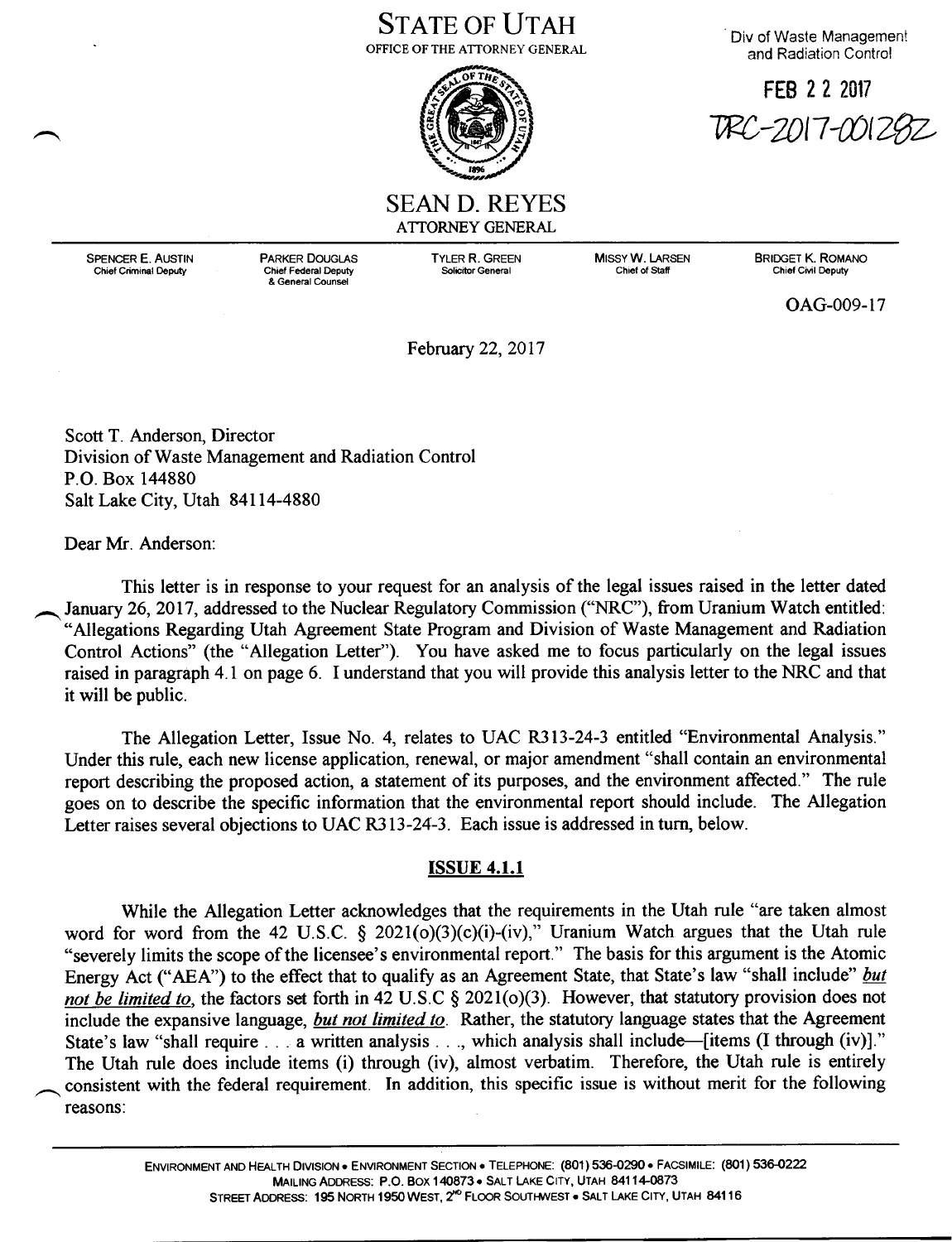# STATE OF UTAH

OFFICE OF THE ATTORNEY GENERAL

Div of Waste Management and Radiation Control

FEB 2 2 2017

DRC-2017-001282

## SEAN D. REYES

ATTORNEY GENERAL

| SPENCER E. AUSTIN | PARKER DOUGLAS | TYLER R. GREEN | MISSY W. LARSEN | BRIDGET K. ROMANO |
|---|---|---|---|---|
| Chief Criminal Deputy | Chief Federal Deputy & General Counsel | Solicitor General | Chief of Staff | Chief Civil Deputy |

OAG-009-17

February 22, 2017

Scott T. Anderson, Director
Division of Waste Management and Radiation Control
P.O. Box 144880
Salt Lake City, Utah 84114-4880

Dear Mr. Anderson:

This letter is in response to your request for an analysis of the legal issues raised in the letter dated January 26, 2017, addressed to the Nuclear Regulatory Commission ("NRC"), from Uranium Watch entitled: "Allegations Regarding Utah Agreement State Program and Division of Waste Management and Radiation Control Actions" (the "Allegation Letter"). You have asked me to focus particularly on the legal issues raised in paragraph 4.1 on page 6. I understand that you will provide this analysis letter to the NRC and that it will be public.

The Allegation Letter, Issue No. 4, relates to UAC R313-24-3 entitled "Environmental Analysis." Under this rule, each new license application, renewal, or major amendment "shall contain an environmental report describing the proposed action, a statement of its purposes, and the environment affected." The rule goes on to describe the specific information that the environmental report should include. The Allegation Letter raises several objections to UAC R313-24-3. Each issue is addressed in turn, below.

**ISSUE 4.1.1**

While the Allegation Letter acknowledges that the requirements in the Utah rule "are taken almost word for word from the 42 U.S.C. § 2021(o)(3)(c)(i)-(iv)," Uranium Watch argues that the Utah rule "severely limits the scope of the licensee's environmental report." The basis for this argument is the Atomic Energy Act ("AEA") to the effect that to qualify as an Agreement State, that State's law "shall include" ***but not be limited to***, the factors set forth in 42 U.S.C § 2021(o)(3). However, that statutory provision does not include the expansive language, ***but not limited to***. Rather, the statutory language states that the Agreement State's law "shall require . . . a written analysis . . ., which analysis shall include—[items (I through (iv)]." The Utah rule does include items (i) through (iv), almost verbatim. Therefore, the Utah rule is entirely consistent with the federal requirement. In addition, this specific issue is without merit for the following reasons:

ENVIRONMENT AND HEALTH DIVISION • ENVIRONMENT SECTION • TELEPHONE: (801) 536-0290 • FACSIMILE: (801) 536-0222
MAILING ADDRESS: P.O. BOX 140873 • SALT LAKE CITY, UTAH 84114-0873
STREET ADDRESS: 195 NORTH 1950 WEST, 2ND FLOOR SOUTHWEST • SALT LAKE CITY, UTAH 84116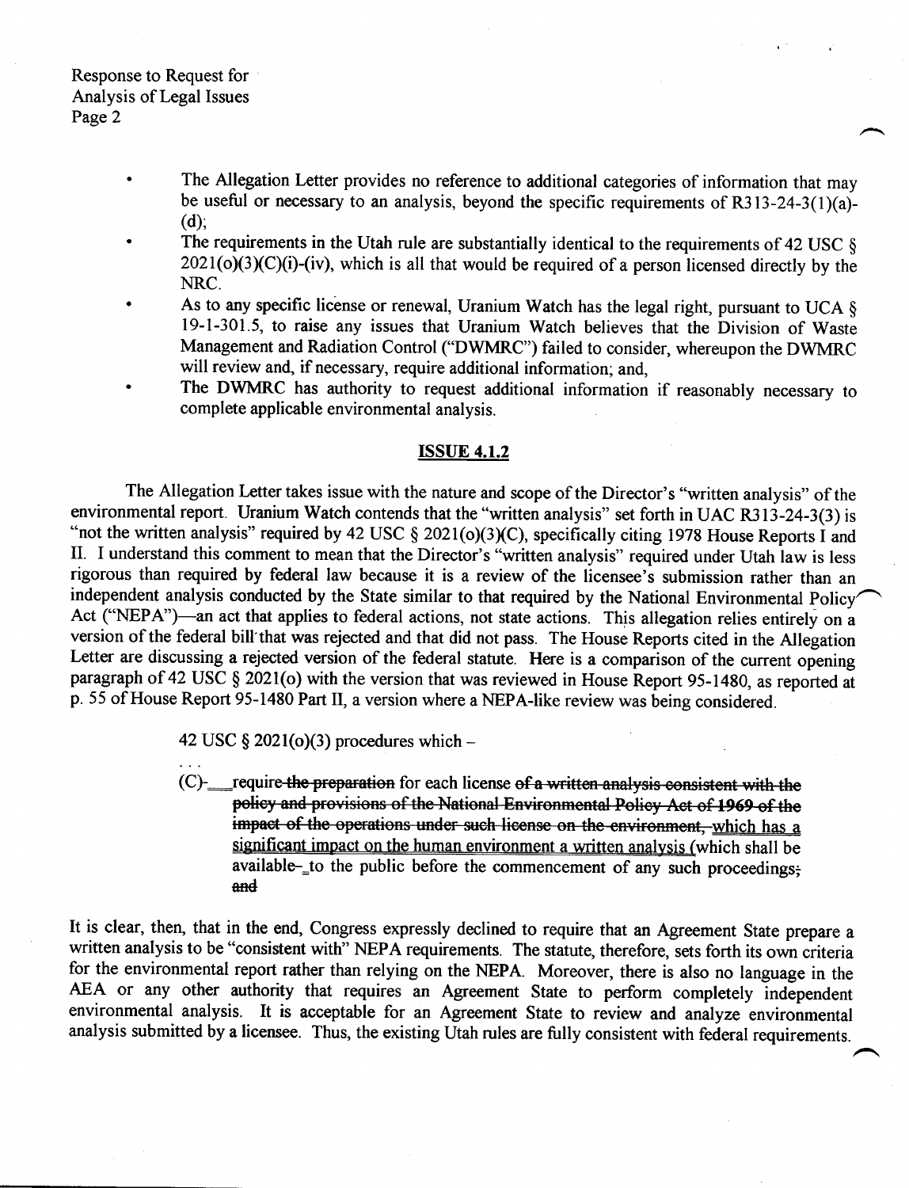- The Allegation Letter provides no reference to additional categories of information that may be useful or necessary to an analysis, beyond the specific requirements of R313-24-3(1)(a)-(d);
- The requirements in the Utah rule are substantially identical to the requirements of 42 USC § 2021(o)(3)(C)(i)-(iv), which is all that would be required of a person licensed directly by the NRC.
- As to any specific license or renewal, Uranium Watch has the legal right, pursuant to UCA § 19-1-301.5, to raise any issues that Uranium Watch believes that the Division of Waste Management and Radiation Control ("DWMRC") failed to consider, whereupon the DWMRC will review and, if necessary, require additional information; and,
- The DWMRC has authority to request additional information if reasonably necessary to complete applicable environmental analysis.

## ISSUE 4.1.2

The Allegation Letter takes issue with the nature and scope of the Director's "written analysis" of the environmental report. Uranium Watch contends that the "written analysis" set forth in UAC R313-24-3(3) is "not the written analysis" required by 42 USC § 2021(o)(3)(C), specifically citing 1978 House Reports I and II. I understand this comment to mean that the Director's "written analysis" required under Utah law is less rigorous than required by federal law because it is a review of the licensee's submission rather than an independent analysis conducted by the State similar to that required by the National Environmental Policy Act ("NEPA")—an act that applies to federal actions, not state actions. This allegation relies entirely on a version of the federal bill that was rejected and that did not pass. The House Reports cited in the Allegation Letter are discussing a rejected version of the federal statute. Here is a comparison of the current opening paragraph of 42 USC § 2021(o) with the version that was reviewed in House Report 95-1480, as reported at p. 55 of House Report 95-1480 Part II, a version where a NEPA-like review was being considered.

> 42 USC § 2021(o)(3) procedures which –
>
> . . .
>
> (C)~~-~~ require ~~the preparation~~ for each license ~~of a written analysis consistent with the policy and provisions of the National Environmental Policy Act of 1969 of the impact of the operations under such license on the environment,~~ which has a significant impact on the human environment a written analysis (which shall be available~~-~~ to the public before the commencement of any such proceedings~~; and~~

It is clear, then, that in the end, Congress expressly declined to require that an Agreement State prepare a written analysis to be "consistent with" NEPA requirements. The statute, therefore, sets forth its own criteria for the environmental report rather than relying on the NEPA. Moreover, there is also no language in the AEA or any other authority that requires an Agreement State to perform completely independent environmental analysis. It is acceptable for an Agreement State to review and analyze environmental analysis submitted by a licensee. Thus, the existing Utah rules are fully consistent with federal requirements.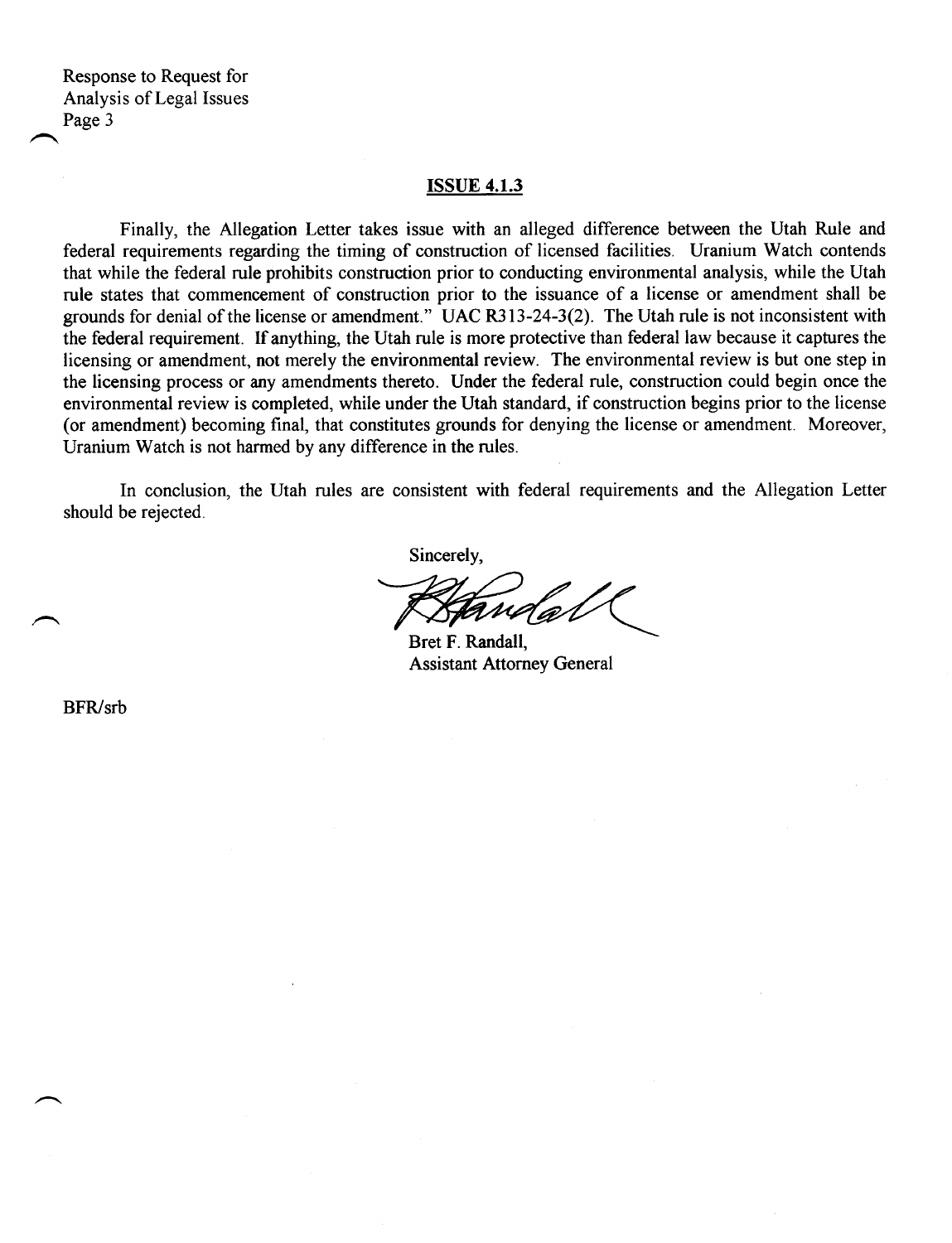### ISSUE 4.1.3

Finally, the Allegation Letter takes issue with an alleged difference between the Utah Rule and federal requirements regarding the timing of construction of licensed facilities. Uranium Watch contends that while the federal rule prohibits construction prior to conducting environmental analysis, while the Utah rule states that commencement of construction prior to the issuance of a license or amendment shall be grounds for denial of the license or amendment." UAC R313-24-3(2). The Utah rule is not inconsistent with the federal requirement. If anything, the Utah rule is more protective than federal law because it captures the licensing or amendment, not merely the environmental review. The environmental review is but one step in the licensing process or any amendments thereto. Under the federal rule, construction could begin once the environmental review is completed, while under the Utah standard, if construction begins prior to the license (or amendment) becoming final, that constitutes grounds for denying the license or amendment. Moreover, Uranium Watch is not harmed by any difference in the rules.

In conclusion, the Utah rules are consistent with federal requirements and the Allegation Letter should be rejected.

Sincerely,

Bret F. Randall,
Assistant Attorney General

BFR/srb